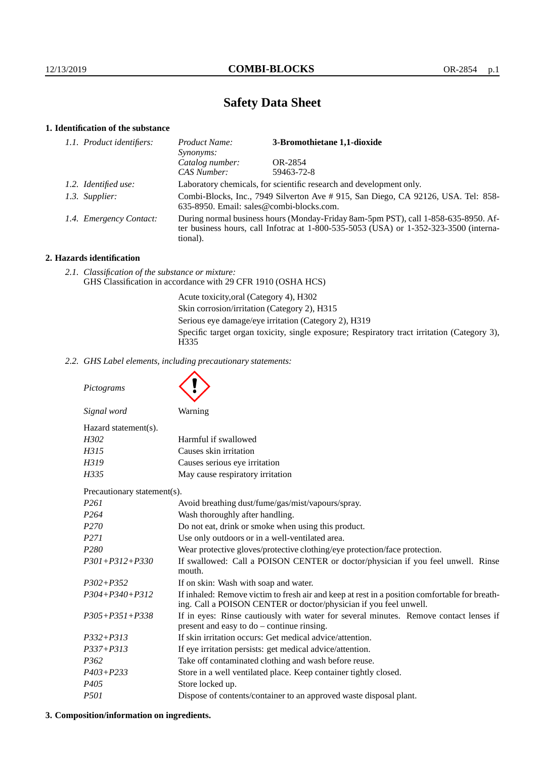# Safety Data Sheet

## 1. Identification of the substance

*1.1. Product identifiers:*

| | |
|---|---|
| *Product Name:* | **3-Bromothietane 1,1-dioxide** |
| *Synonyms:* | |
| *Catalog number:* | OR-2854 |
| *CAS Number:* | 59463-72-8 |

*1.2. Identified use:* Laboratory chemicals, for scientific research and development only.

*1.3. Supplier:* Combi-Blocks, Inc., 7949 Silverton Ave # 915, San Diego, CA 92126, USA. Tel: 858-635-8950. Email: sales@combi-blocks.com.

*1.4. Emergency Contact:* During normal business hours (Monday-Friday 8am-5pm PST), call 1-858-635-8950. After business hours, call Infotrac at 1-800-535-5053 (USA) or 1-352-323-3500 (international).

## 2. Hazards identification

*2.1. Classification of the substance or mixture:*
GHS Classification in accordance with 29 CFR 1910 (OSHA HCS)

Acute toxicity,oral (Category 4), H302
Skin corrosion/irritation (Category 2), H315
Serious eye damage/eye irritation (Category 2), H319
Specific target organ toxicity, single exposure; Respiratory tract irritation (Category 3), H335

*2.2. GHS Label elements, including precautionary statements:*

*Pictograms*

*Signal word* Warning

Hazard statement(s).

| | |
|---|---|
| *H302* | Harmful if swallowed |
| *H315* | Causes skin irritation |
| *H319* | Causes serious eye irritation |
| *H335* | May cause respiratory irritation |

Precautionary statement(s).

| | |
|---|---|
| *P261* | Avoid breathing dust/fume/gas/mist/vapours/spray. |
| *P264* | Wash thoroughly after handling. |
| *P270* | Do not eat, drink or smoke when using this product. |
| *P271* | Use only outdoors or in a well-ventilated area. |
| *P280* | Wear protective gloves/protective clothing/eye protection/face protection. |
| *P301+P312+P330* | If swallowed: Call a POISON CENTER or doctor/physician if you feel unwell. Rinse mouth. |
| *P302+P352* | If on skin: Wash with soap and water. |
| *P304+P340+P312* | If inhaled: Remove victim to fresh air and keep at rest in a position comfortable for breathing. Call a POISON CENTER or doctor/physician if you feel unwell. |
| *P305+P351+P338* | If in eyes: Rinse cautiously with water for several minutes. Remove contact lenses if present and easy to do – continue rinsing. |
| *P332+P313* | If skin irritation occurs: Get medical advice/attention. |
| *P337+P313* | If eye irritation persists: get medical advice/attention. |
| *P362* | Take off contaminated clothing and wash before reuse. |
| *P403+P233* | Store in a well ventilated place. Keep container tightly closed. |
| *P405* | Store locked up. |
| *P501* | Dispose of contents/container to an approved waste disposal plant. |

## 3. Composition/information on ingredients.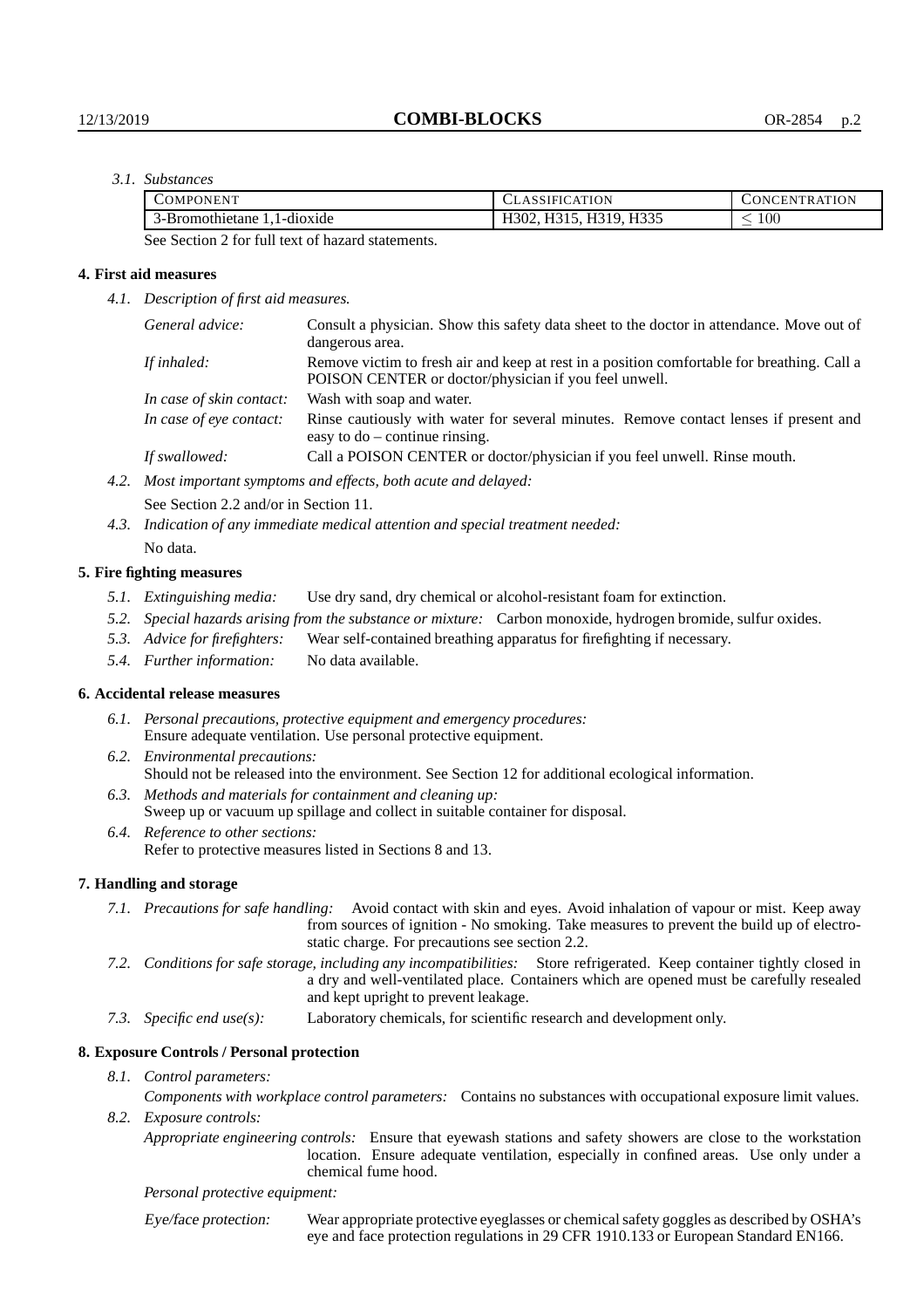*3.1. Substances*

| COMPONENT | CLASSIFICATION | CONCENTRATION |
|---|---|---|
| 3-Bromothietane 1,1-dioxide | H302, H315, H319, H335 | $\leq 100$ |

See Section 2 for full text of hazard statements.

## 4. First aid measures

*4.1. Description of first aid measures.*

| | |
|---|---|
| *General advice:* | Consult a physician. Show this safety data sheet to the doctor in attendance. Move out of dangerous area. |
| *If inhaled:* | Remove victim to fresh air and keep at rest in a position comfortable for breathing. Call a POISON CENTER or doctor/physician if you feel unwell. |
| *In case of skin contact:* | Wash with soap and water. |
| *In case of eye contact:* | Rinse cautiously with water for several minutes. Remove contact lenses if present and easy to do – continue rinsing. |
| *If swallowed:* | Call a POISON CENTER or doctor/physician if you feel unwell. Rinse mouth. |

*4.2. Most important symptoms and effects, both acute and delayed:*

See Section 2.2 and/or in Section 11.

*4.3. Indication of any immediate medical attention and special treatment needed:*

No data.

## 5. Fire fighting measures

*5.1. Extinguishing media:* Use dry sand, dry chemical or alcohol-resistant foam for extinction.

*5.2. Special hazards arising from the substance or mixture:* Carbon monoxide, hydrogen bromide, sulfur oxides.

*5.3. Advice for firefighters:* Wear self-contained breathing apparatus for firefighting if necessary.

*5.4. Further information:* No data available.

## 6. Accidental release measures

*6.1. Personal precautions, protective equipment and emergency procedures:*
Ensure adequate ventilation. Use personal protective equipment.

*6.2. Environmental precautions:*
Should not be released into the environment. See Section 12 for additional ecological information.

*6.3. Methods and materials for containment and cleaning up:*
Sweep up or vacuum up spillage and collect in suitable container for disposal.

*6.4. Reference to other sections:*
Refer to protective measures listed in Sections 8 and 13.

## 7. Handling and storage

*7.1. Precautions for safe handling:* Avoid contact with skin and eyes. Avoid inhalation of vapour or mist. Keep away from sources of ignition - No smoking. Take measures to prevent the build up of electrostatic charge. For precautions see section 2.2.

*7.2. Conditions for safe storage, including any incompatibilities:* Store refrigerated. Keep container tightly closed in a dry and well-ventilated place. Containers which are opened must be carefully resealed and kept upright to prevent leakage.

*7.3. Specific end use(s):* Laboratory chemicals, for scientific research and development only.

## 8. Exposure Controls / Personal protection

*8.1. Control parameters:*

*Components with workplace control parameters:* Contains no substances with occupational exposure limit values.

*8.2. Exposure controls:*

*Appropriate engineering controls:* Ensure that eyewash stations and safety showers are close to the workstation location. Ensure adequate ventilation, especially in confined areas. Use only under a chemical fume hood.

*Personal protective equipment:*

*Eye/face protection:* Wear appropriate protective eyeglasses or chemical safety goggles as described by OSHA's eye and face protection regulations in 29 CFR 1910.133 or European Standard EN166.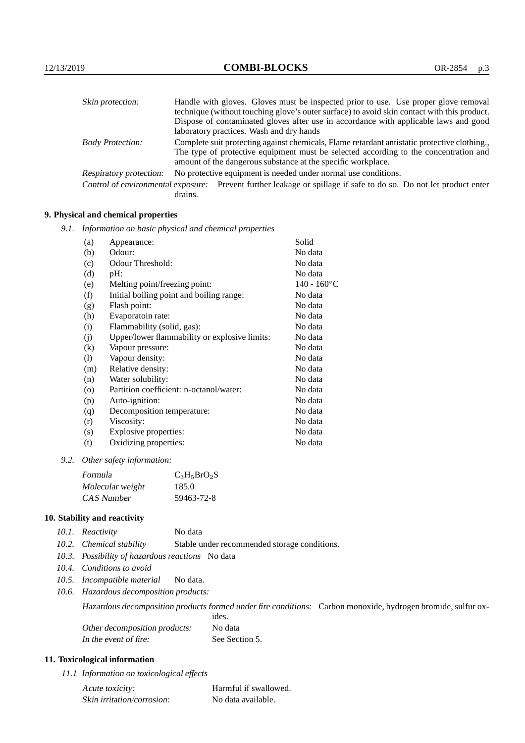| | |
|---|---|
| *Skin protection:* | Handle with gloves. Gloves must be inspected prior to use. Use proper glove removal technique (without touching glove's outer surface) to avoid skin contact with this product. Dispose of contaminated gloves after use in accordance with applicable laws and good laboratory practices. Wash and dry hands |
| *Body Protection:* | Complete suit protecting against chemicals, Flame retardant antistatic protective clothing., The type of protective equipment must be selected according to the concentration and amount of the dangerous substance at the specific workplace. |
| *Respiratory protection:* | No protective equipment is needed under normal use conditions. |
| *Control of environmental exposure:* | Prevent further leakage or spillage if safe to do so. Do not let product enter drains. |

## 9. Physical and chemical properties

*9.1. Information on basic physical and chemical properties*

| | | |
|---|---|---|
| (a) | Appearance: | Solid |
| (b) | Odour: | No data |
| (c) | Odour Threshold: | No data |
| (d) | pH: | No data |
| (e) | Melting point/freezing point: | 140 - 160°C |
| (f) | Initial boiling point and boiling range: | No data |
| (g) | Flash point: | No data |
| (h) | Evaporatoin rate: | No data |
| (i) | Flammability (solid, gas): | No data |
| (j) | Upper/lower flammability or explosive limits: | No data |
| (k) | Vapour pressure: | No data |
| (l) | Vapour density: | No data |
| (m) | Relative density: | No data |
| (n) | Water solubility: | No data |
| (o) | Partition coefficient: n-octanol/water: | No data |
| (p) | Auto-ignition: | No data |
| (q) | Decomposition temperature: | No data |
| (r) | Viscosity: | No data |
| (s) | Explosive properties: | No data |
| (t) | Oxidizing properties: | No data |

*9.2. Other safety information:*

| | |
|---|---|
| *Formula* | $C_3H_5BrO_2S$ |
| *Molecular weight* | 185.0 |
| *CAS Number* | 59463-72-8 |

## 10. Stability and reactivity

*10.1. Reactivity* No data

*10.2. Chemical stability* Stable under recommended storage conditions.

*10.3. Possibility of hazardous reactions* No data

*10.4. Conditions to avoid*

*10.5. Incompatible material* No data.

*10.6. Hazardous decomposition products:*

*Hazardous decomposition products formed under fire conditions:* Carbon monoxide, hydrogen bromide, sulfur oxides.

| | |
|---|---|
| *Other decomposition products:* | No data |
| *In the event of fire:* | See Section 5. |

## 11. Toxicological information

*11.1 Information on toxicological effects*

| | |
|---|---|
| *Acute toxicity:* | Harmful if swallowed. |
| *Skin irritation/corrosion:* | No data available. |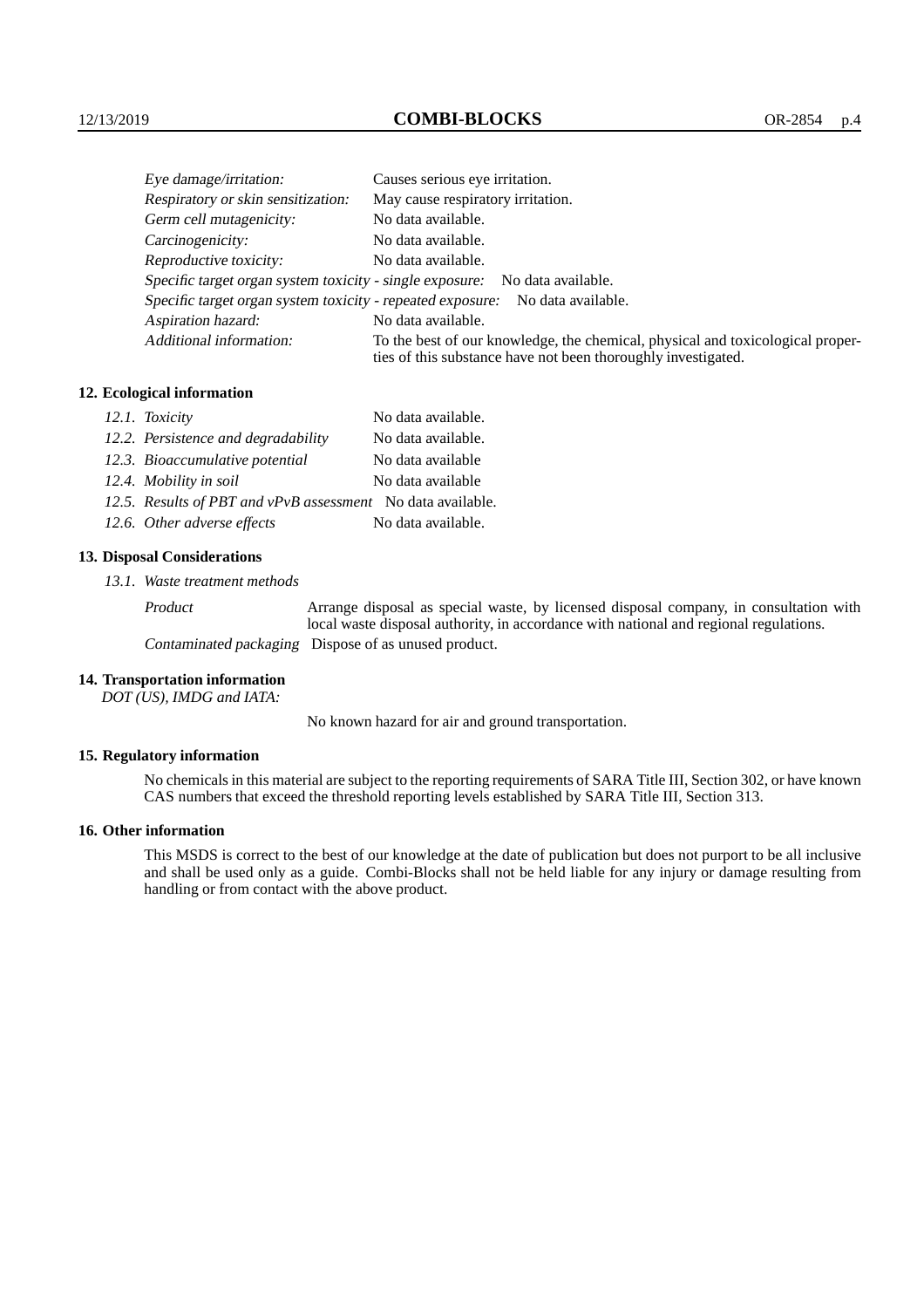| | |
|---|---|
| *Eye damage/irritation:* | Causes serious eye irritation. |
| *Respiratory or skin sensitization:* | May cause respiratory irritation. |
| *Germ cell mutagenicity:* | No data available. |
| *Carcinogenicity:* | No data available. |
| *Reproductive toxicity:* | No data available. |
| *Specific target organ system toxicity - single exposure:* | No data available. |
| *Specific target organ system toxicity - repeated exposure:* | No data available. |
| *Aspiration hazard:* | No data available. |
| *Additional information:* | To the best of our knowledge, the chemical, physical and toxicological properties of this substance have not been thoroughly investigated. |

## 12. Ecological information

| | |
|---|---|
| *12.1. Toxicity* | No data available. |
| *12.2. Persistence and degradability* | No data available. |
| *12.3. Bioaccumulative potential* | No data available |
| *12.4. Mobility in soil* | No data available |
| *12.5. Results of PBT and vPvB assessment* | No data available. |
| *12.6. Other adverse effects* | No data available. |

## 13. Disposal Considerations

*13.1. Waste treatment methods*

| | |
|---|---|
| *Product* | Arrange disposal as special waste, by licensed disposal company, in consultation with local waste disposal authority, in accordance with national and regional regulations. |
| *Contaminated packaging* | Dispose of as unused product. |

## 14. Transportation information

*DOT (US), IMDG and IATA:*

No known hazard for air and ground transportation.

## 15. Regulatory information

No chemicals in this material are subject to the reporting requirements of SARA Title III, Section 302, or have known CAS numbers that exceed the threshold reporting levels established by SARA Title III, Section 313.

## 16. Other information

This MSDS is correct to the best of our knowledge at the date of publication but does not purport to be all inclusive and shall be used only as a guide. Combi-Blocks shall not be held liable for any injury or damage resulting from handling or from contact with the above product.